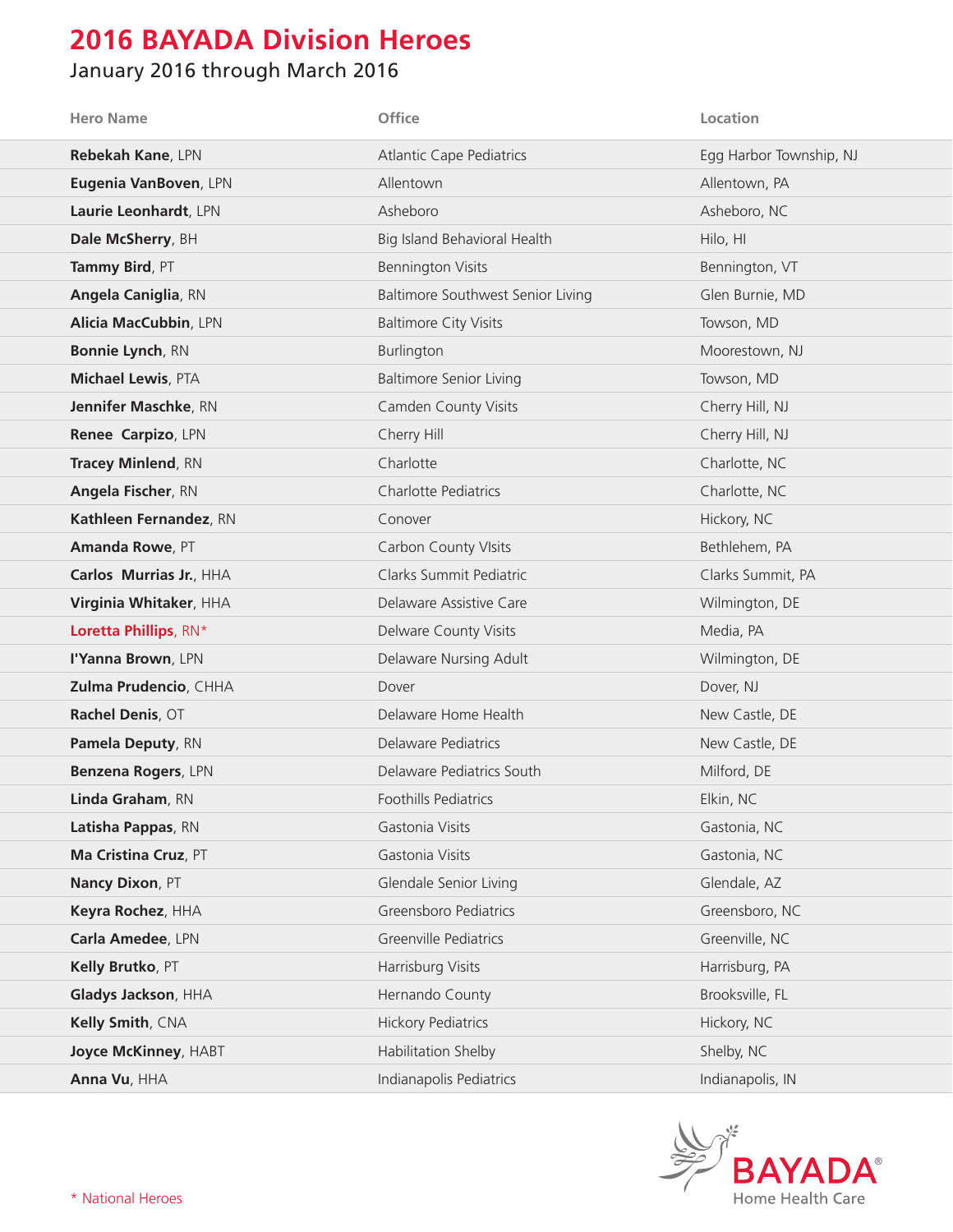# 2016 BAYADA Division Heroes

January 2016 through March 2016

| Hero Name | Office | Location |
|---|---|---|
| **Rebekah Kane**, LPN | Atlantic Cape Pediatrics | Egg Harbor Township, NJ |
| **Eugenia VanBoven**, LPN | Allentown | Allentown, PA |
| **Laurie Leonhardt**, LPN | Asheboro | Asheboro, NC |
| **Dale McSherry**, BH | Big Island Behavioral Health | Hilo, HI |
| **Tammy Bird**, PT | Bennington Visits | Bennington, VT |
| **Angela Caniglia**, RN | Baltimore Southwest Senior Living | Glen Burnie, MD |
| **Alicia MacCubbin**, LPN | Baltimore City Visits | Towson, MD |
| **Bonnie Lynch**, RN | Burlington | Moorestown, NJ |
| **Michael Lewis**, PTA | Baltimore Senior Living | Towson, MD |
| **Jennifer Maschke**, RN | Camden County Visits | Cherry Hill, NJ |
| **Renee Carpizo**, LPN | Cherry Hill | Cherry Hill, NJ |
| **Tracey Minlend**, RN | Charlotte | Charlotte, NC |
| **Angela Fischer**, RN | Charlotte Pediatrics | Charlotte, NC |
| **Kathleen Fernandez**, RN | Conover | Hickory, NC |
| **Amanda Rowe**, PT | Carbon County VIsits | Bethlehem, PA |
| **Carlos Murrias Jr.**, HHA | Clarks Summit Pediatric | Clarks Summit, PA |
| **Virginia Whitaker**, HHA | Delaware Assistive Care | Wilmington, DE |
| **Loretta Phillips**, RN* | Delware County Visits | Media, PA |
| **I'Yanna Brown**, LPN | Delaware Nursing Adult | Wilmington, DE |
| **Zulma Prudencio**, CHHA | Dover | Dover, NJ |
| **Rachel Denis**, OT | Delaware Home Health | New Castle, DE |
| **Pamela Deputy**, RN | Delaware Pediatrics | New Castle, DE |
| **Benzena Rogers**, LPN | Delaware Pediatrics South | Milford, DE |
| **Linda Graham**, RN | Foothills Pediatrics | Elkin, NC |
| **Latisha Pappas**, RN | Gastonia Visits | Gastonia, NC |
| **Ma Cristina Cruz**, PT | Gastonia Visits | Gastonia, NC |
| **Nancy Dixon**, PT | Glendale Senior Living | Glendale, AZ |
| **Keyra Rochez**, HHA | Greensboro Pediatrics | Greensboro, NC |
| **Carla Amedee**, LPN | Greenville Pediatrics | Greenville, NC |
| **Kelly Brutko**, PT | Harrisburg Visits | Harrisburg, PA |
| **Gladys Jackson**, HHA | Hernando County | Brooksville, FL |
| **Kelly Smith**, CNA | Hickory Pediatrics | Hickory, NC |
| **Joyce McKinney**, HABT | Habilitation Shelby | Shelby, NC |
| **Anna Vu**, HHA | Indianapolis Pediatrics | Indianapolis, IN |

\* National Heroes

BAYADA® Home Health Care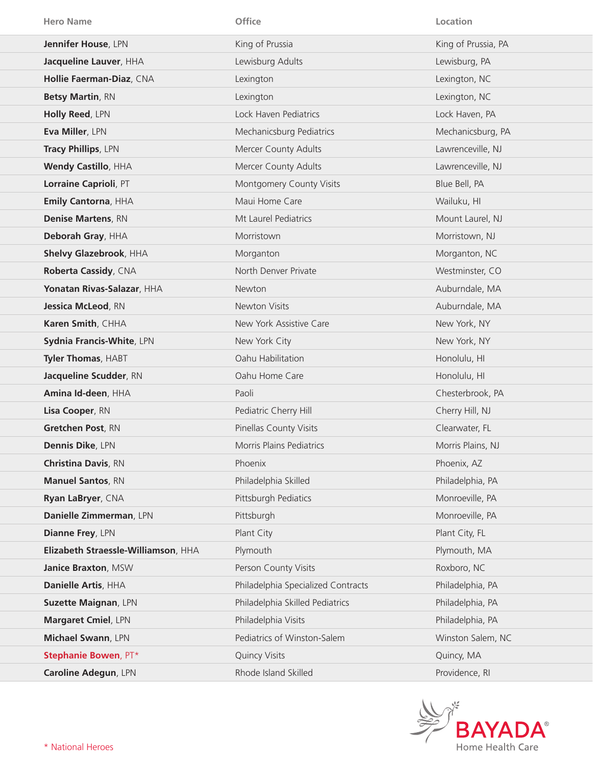| Hero Name | Office | Location |
|---|---|---|
| **Jennifer House**, LPN | King of Prussia | King of Prussia, PA |
| **Jacqueline Lauver**, HHA | Lewisburg Adults | Lewisburg, PA |
| **Hollie Faerman-Diaz**, CNA | Lexington | Lexington, NC |
| **Betsy Martin**, RN | Lexington | Lexington, NC |
| **Holly Reed**, LPN | Lock Haven Pediatrics | Lock Haven, PA |
| **Eva Miller**, LPN | Mechanicsburg Pediatrics | Mechanicsburg, PA |
| **Tracy Phillips**, LPN | Mercer County Adults | Lawrenceville, NJ |
| **Wendy Castillo**, HHA | Mercer County Adults | Lawrenceville, NJ |
| **Lorraine Caprioli**, PT | Montgomery County Visits | Blue Bell, PA |
| **Emily Cantorna**, HHA | Maui Home Care | Wailuku, HI |
| **Denise Martens**, RN | Mt Laurel Pediatrics | Mount Laurel, NJ |
| **Deborah Gray**, HHA | Morristown | Morristown, NJ |
| **Shelvy Glazebrook**, HHA | Morganton | Morganton, NC |
| **Roberta Cassidy**, CNA | North Denver Private | Westminster, CO |
| **Yonatan Rivas-Salazar**, HHA | Newton | Auburndale, MA |
| **Jessica McLeod**, RN | Newton Visits | Auburndale, MA |
| **Karen Smith**, CHHA | New York Assistive Care | New York, NY |
| **Sydnia Francis-White**, LPN | New York City | New York, NY |
| **Tyler Thomas**, HABT | Oahu Habilitation | Honolulu, HI |
| **Jacqueline Scudder**, RN | Oahu Home Care | Honolulu, HI |
| **Amina Id-deen**, HHA | Paoli | Chesterbrook, PA |
| **Lisa Cooper**, RN | Pediatric Cherry Hill | Cherry Hill, NJ |
| **Gretchen Post**, RN | Pinellas County Visits | Clearwater, FL |
| **Dennis Dike**, LPN | Morris Plains Pediatrics | Morris Plains, NJ |
| **Christina Davis**, RN | Phoenix | Phoenix, AZ |
| **Manuel Santos**, RN | Philadelphia Skilled | Philadelphia, PA |
| **Ryan LaBryer**, CNA | Pittsburgh Pediatics | Monroeville, PA |
| **Danielle Zimmerman**, LPN | Pittsburgh | Monroeville, PA |
| **Dianne Frey**, LPN | Plant City | Plant City, FL |
| **Elizabeth Straessle-Williamson**, HHA | Plymouth | Plymouth, MA |
| **Janice Braxton**, MSW | Person County Visits | Roxboro, NC |
| **Danielle Artis**, HHA | Philadelphia Specialized Contracts | Philadelphia, PA |
| **Suzette Maignan**, LPN | Philadelphia Skilled Pediatrics | Philadelphia, PA |
| **Margaret Cmiel**, LPN | Philadelphia Visits | Philadelphia, PA |
| **Michael Swann**, LPN | Pediatrics of Winston-Salem | Winston Salem, NC |
| **Stephanie Bowen**, PT* | Quincy Visits | Quincy, MA |
| **Caroline Adegun**, LPN | Rhode Island Skilled | Providence, RI |

\* National Heroes

BAYADA® Home Health Care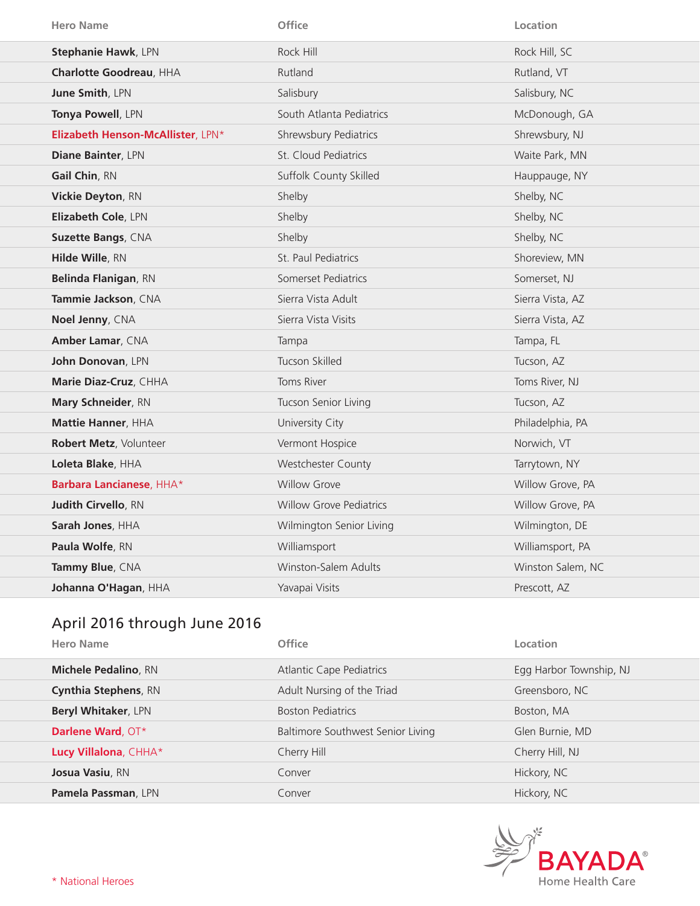| Hero Name | Office | Location |
|---|---|---|
| **Stephanie Hawk**, LPN | Rock Hill | Rock Hill, SC |
| **Charlotte Goodreau**, HHA | Rutland | Rutland, VT |
| **June Smith**, LPN | Salisbury | Salisbury, NC |
| **Tonya Powell**, LPN | South Atlanta Pediatrics | McDonough, GA |
| **Elizabeth Henson-McAllister**, LPN* | Shrewsbury Pediatrics | Shrewsbury, NJ |
| **Diane Bainter**, LPN | St. Cloud Pediatrics | Waite Park, MN |
| **Gail Chin**, RN | Suffolk County Skilled | Hauppauge, NY |
| **Vickie Deyton**, RN | Shelby | Shelby, NC |
| **Elizabeth Cole**, LPN | Shelby | Shelby, NC |
| **Suzette Bangs**, CNA | Shelby | Shelby, NC |
| **Hilde Wille**, RN | St. Paul Pediatrics | Shoreview, MN |
| **Belinda Flanigan**, RN | Somerset Pediatrics | Somerset, NJ |
| **Tammie Jackson**, CNA | Sierra Vista Adult | Sierra Vista, AZ |
| **Noel Jenny**, CNA | Sierra Vista Visits | Sierra Vista, AZ |
| **Amber Lamar**, CNA | Tampa | Tampa, FL |
| **John Donovan**, LPN | Tucson Skilled | Tucson, AZ |
| **Marie Diaz-Cruz**, CHHA | Toms River | Toms River, NJ |
| **Mary Schneider**, RN | Tucson Senior Living | Tucson, AZ |
| **Mattie Hanner**, HHA | University City | Philadelphia, PA |
| **Robert Metz**, Volunteer | Vermont Hospice | Norwich, VT |
| **Loleta Blake**, HHA | Westchester County | Tarrytown, NY |
| **Barbara Lancianese**, HHA* | Willow Grove | Willow Grove, PA |
| **Judith Cirvello**, RN | Willow Grove Pediatrics | Willow Grove, PA |
| **Sarah Jones**, HHA | Wilmington Senior Living | Wilmington, DE |
| **Paula Wolfe**, RN | Williamsport | Williamsport, PA |
| **Tammy Blue**, CNA | Winston-Salem Adults | Winston Salem, NC |
| **Johanna O'Hagan**, HHA | Yavapai Visits | Prescott, AZ |

## April 2016 through June 2016

| Hero Name | Office | Location |
|---|---|---|
| **Michele Pedalino**, RN | Atlantic Cape Pediatrics | Egg Harbor Township, NJ |
| **Cynthia Stephens**, RN | Adult Nursing of the Triad | Greensboro, NC |
| **Beryl Whitaker**, LPN | Boston Pediatrics | Boston, MA |
| **Darlene Ward**, OT* | Baltimore Southwest Senior Living | Glen Burnie, MD |
| **Lucy Villalona**, CHHA* | Cherry Hill | Cherry Hill, NJ |
| **Josua Vasiu**, RN | Conver | Hickory, NC |
| **Pamela Passman**, LPN | Conver | Hickory, NC |

BAYADA® Home Health Care

* National Heroes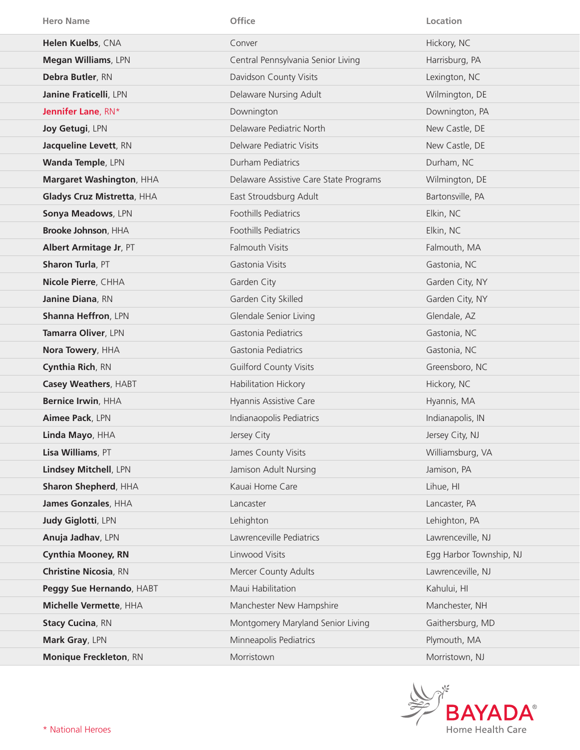| Hero Name | Office | Location |
|---|---|---|
| **Helen Kuelbs**, CNA | Conver | Hickory, NC |
| **Megan Williams**, LPN | Central Pennsylvania Senior Living | Harrisburg, PA |
| **Debra Butler**, RN | Davidson County Visits | Lexington, NC |
| **Janine Fraticelli**, LPN | Delaware Nursing Adult | Wilmington, DE |
| **Jennifer Lane**, RN* | Downington | Downington, PA |
| **Joy Getugi**, LPN | Delaware Pediatric North | New Castle, DE |
| **Jacqueline Levett**, RN | Delware Pediatric Visits | New Castle, DE |
| **Wanda Temple**, LPN | Durham Pediatrics | Durham, NC |
| **Margaret Washington**, HHA | Delaware Assistive Care State Programs | Wilmington, DE |
| **Gladys Cruz Mistretta**, HHA | East Stroudsburg Adult | Bartonsville, PA |
| **Sonya Meadows**, LPN | Foothills Pediatrics | Elkin, NC |
| **Brooke Johnson**, HHA | Foothills Pediatrics | Elkin, NC |
| **Albert Armitage Jr**, PT | Falmouth Visits | Falmouth, MA |
| **Sharon Turla**, PT | Gastonia Visits | Gastonia, NC |
| **Nicole Pierre**, CHHA | Garden City | Garden City, NY |
| **Janine Diana**, RN | Garden City Skilled | Garden City, NY |
| **Shanna Heffron**, LPN | Glendale Senior Living | Glendale, AZ |
| **Tamarra Oliver**, LPN | Gastonia Pediatrics | Gastonia, NC |
| **Nora Towery**, HHA | Gastonia Pediatrics | Gastonia, NC |
| **Cynthia Rich**, RN | Guilford County Visits | Greensboro, NC |
| **Casey Weathers**, HABT | Habilitation Hickory | Hickory, NC |
| **Bernice Irwin**, HHA | Hyannis Assistive Care | Hyannis, MA |
| **Aimee Pack**, LPN | Indianaopolis Pediatrics | Indianapolis, IN |
| **Linda Mayo**, HHA | Jersey City | Jersey City, NJ |
| **Lisa Williams**, PT | James County Visits | Williamsburg, VA |
| **Lindsey Mitchell**, LPN | Jamison Adult Nursing | Jamison, PA |
| **Sharon Shepherd**, HHA | Kauai Home Care | Lihue, HI |
| **James Gonzales**, HHA | Lancaster | Lancaster, PA |
| **Judy Giglotti**, LPN | Lehighton | Lehighton, PA |
| **Anuja Jadhav**, LPN | Lawrenceville Pediatrics | Lawrenceville, NJ |
| **Cynthia Mooney, RN** | Linwood Visits | Egg Harbor Township, NJ |
| **Christine Nicosia**, RN | Mercer County Adults | Lawrenceville, NJ |
| **Peggy Sue Hernando**, HABT | Maui Habilitation | Kahului, HI |
| **Michelle Vermette**, HHA | Manchester New Hampshire | Manchester, NH |
| **Stacy Cucina**, RN | Montgomery Maryland Senior Living | Gaithersburg, MD |
| **Mark Gray**, LPN | Minneapolis Pediatrics | Plymouth, MA |
| **Monique Freckleton**, RN | Morristown | Morristown, NJ |

\* National Heroes

BAYADA® Home Health Care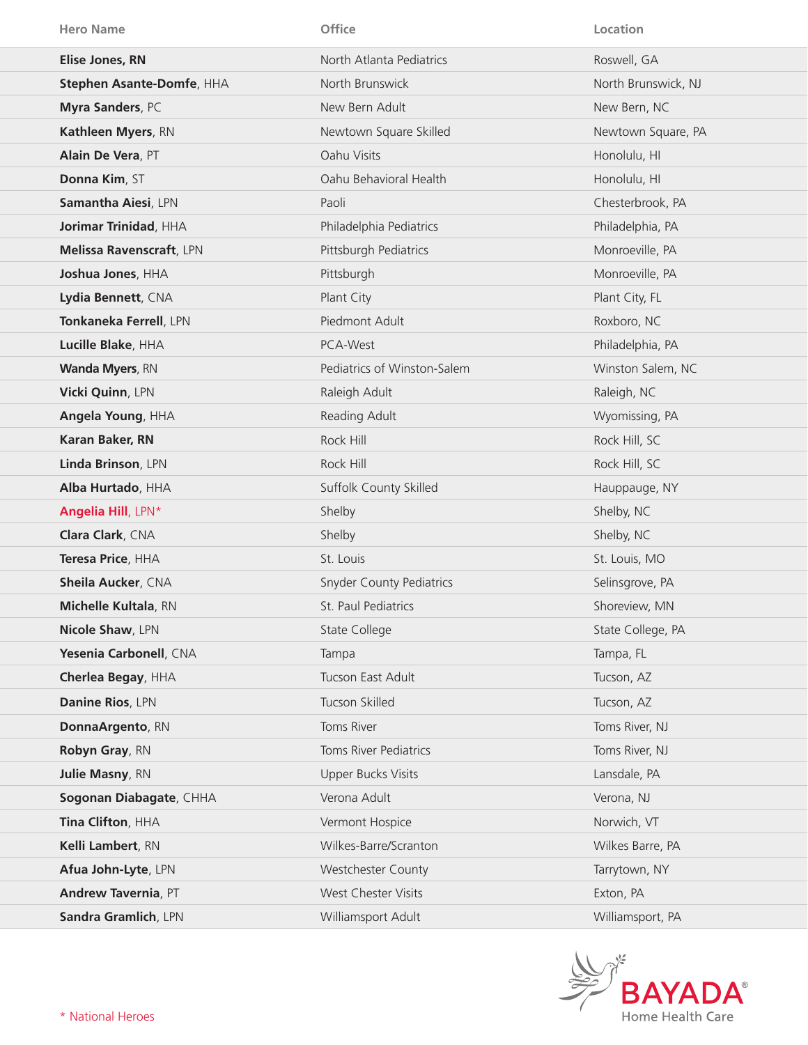| Hero Name | Office | Location |
|---|---|---|
| **Elise Jones, RN** | North Atlanta Pediatrics | Roswell, GA |
| **Stephen Asante-Domfe**, HHA | North Brunswick | North Brunswick, NJ |
| **Myra Sanders**, PC | New Bern Adult | New Bern, NC |
| **Kathleen Myers**, RN | Newtown Square Skilled | Newtown Square, PA |
| **Alain De Vera**, PT | Oahu Visits | Honolulu, HI |
| **Donna Kim**, ST | Oahu Behavioral Health | Honolulu, HI |
| **Samantha Aiesi**, LPN | Paoli | Chesterbrook, PA |
| **Jorimar Trinidad**, HHA | Philadelphia Pediatrics | Philadelphia, PA |
| **Melissa Ravenscraft**, LPN | Pittsburgh Pediatrics | Monroeville, PA |
| **Joshua Jones**, HHA | Pittsburgh | Monroeville, PA |
| **Lydia Bennett**, CNA | Plant City | Plant City, FL |
| **Tonkaneka Ferrell**, LPN | Piedmont Adult | Roxboro, NC |
| **Lucille Blake**, HHA | PCA-West | Philadelphia, PA |
| **Wanda Myers**, RN | Pediatrics of Winston-Salem | Winston Salem, NC |
| **Vicki Quinn**, LPN | Raleigh Adult | Raleigh, NC |
| **Angela Young**, HHA | Reading Adult | Wyomissing, PA |
| **Karan Baker, RN** | Rock Hill | Rock Hill, SC |
| **Linda Brinson**, LPN | Rock Hill | Rock Hill, SC |
| **Alba Hurtado**, HHA | Suffolk County Skilled | Hauppauge, NY |
| **Angelia Hill**, LPN* | Shelby | Shelby, NC |
| **Clara Clark**, CNA | Shelby | Shelby, NC |
| **Teresa Price**, HHA | St. Louis | St. Louis, MO |
| **Sheila Aucker**, CNA | Snyder County Pediatrics | Selinsgrove, PA |
| **Michelle Kultala**, RN | St. Paul Pediatrics | Shoreview, MN |
| **Nicole Shaw**, LPN | State College | State College, PA |
| **Yesenia Carbonell**, CNA | Tampa | Tampa, FL |
| **Cherlea Begay**, HHA | Tucson East Adult | Tucson, AZ |
| **Danine Rios**, LPN | Tucson Skilled | Tucson, AZ |
| **DonnaArgento**, RN | Toms River | Toms River, NJ |
| **Robyn Gray**, RN | Toms River Pediatrics | Toms River, NJ |
| **Julie Masny**, RN | Upper Bucks Visits | Lansdale, PA |
| **Sogonan Diabagate**, CHHA | Verona Adult | Verona, NJ |
| **Tina Clifton**, HHA | Vermont Hospice | Norwich, VT |
| **Kelli Lambert**, RN | Wilkes-Barre/Scranton | Wilkes Barre, PA |
| **Afua John-Lyte**, LPN | Westchester County | Tarrytown, NY |
| **Andrew Tavernia**, PT | West Chester Visits | Exton, PA |
| **Sandra Gramlich**, LPN | Williamsport Adult | Williamsport, PA |

* National Heroes

BAYADA® Home Health Care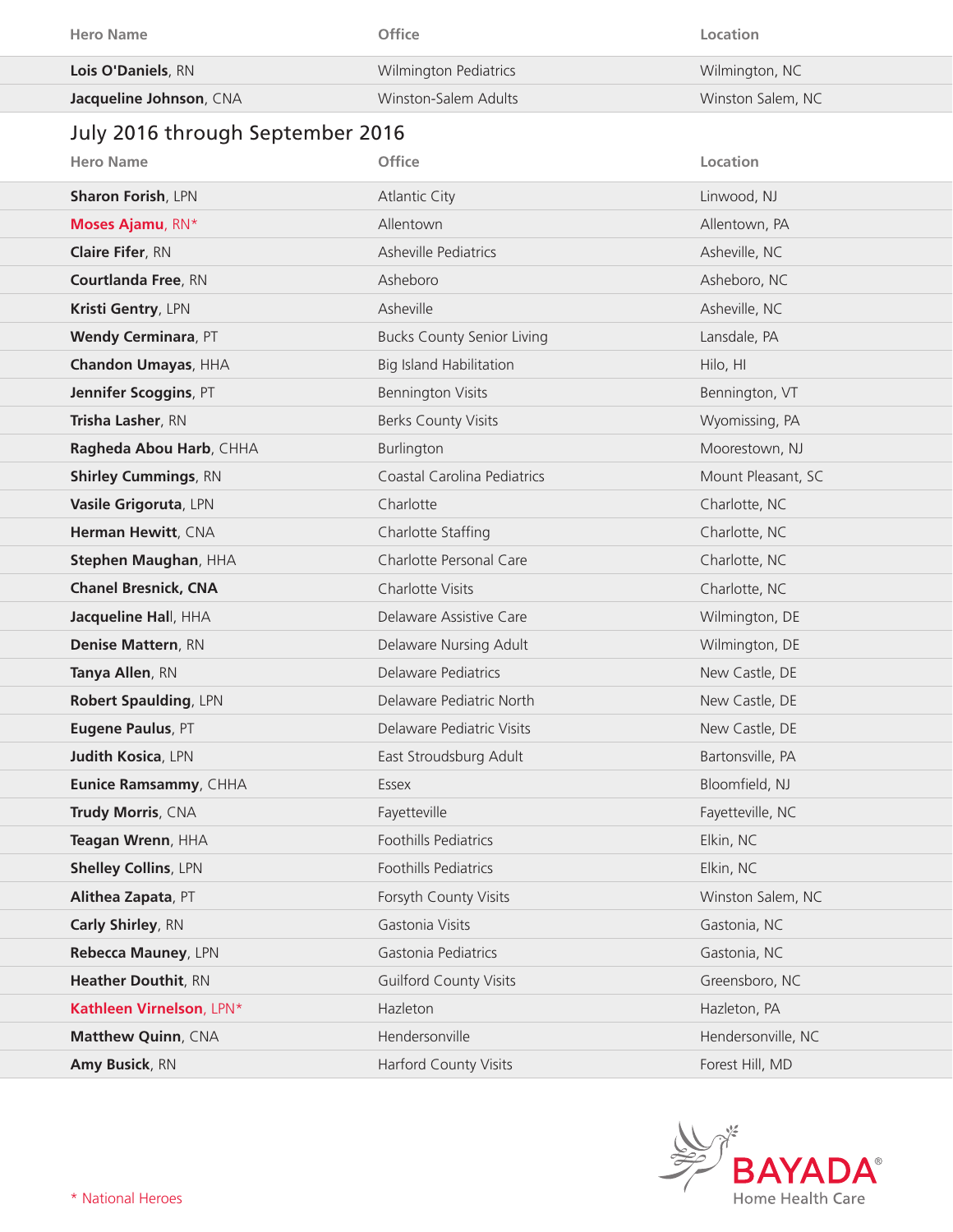| Hero Name | Office | Location |
|---|---|---|
| **Lois O'Daniels**, RN | Wilmington Pediatrics | Wilmington, NC |
| **Jacqueline Johnson**, CNA | Winston-Salem Adults | Winston Salem, NC |

## July 2016 through September 2016

| Hero Name | Office | Location |
|---|---|---|
| **Sharon Forish**, LPN | Atlantic City | Linwood, NJ |
| **Moses Ajamu**, RN* | Allentown | Allentown, PA |
| **Claire Fifer**, RN | Asheville Pediatrics | Asheville, NC |
| **Courtlanda Free**, RN | Asheboro | Asheboro, NC |
| **Kristi Gentry**, LPN | Asheville | Asheville, NC |
| **Wendy Cerminara**, PT | Bucks County Senior Living | Lansdale, PA |
| **Chandon Umayas**, HHA | Big Island Habilitation | Hilo, HI |
| **Jennifer Scoggins**, PT | Bennington Visits | Bennington, VT |
| **Trisha Lasher**, RN | Berks County Visits | Wyomissing, PA |
| **Ragheda Abou Harb**, CHHA | Burlington | Moorestown, NJ |
| **Shirley Cummings**, RN | Coastal Carolina Pediatrics | Mount Pleasant, SC |
| **Vasile Grigoruta**, LPN | Charlotte | Charlotte, NC |
| **Herman Hewitt**, CNA | Charlotte Staffing | Charlotte, NC |
| **Stephen Maughan**, HHA | Charlotte Personal Care | Charlotte, NC |
| **Chanel Bresnick, CNA** | Charlotte Visits | Charlotte, NC |
| **Jacqueline Hal**l, HHA | Delaware Assistive Care | Wilmington, DE |
| **Denise Mattern**, RN | Delaware Nursing Adult | Wilmington, DE |
| **Tanya Allen**, RN | Delaware Pediatrics | New Castle, DE |
| **Robert Spaulding**, LPN | Delaware Pediatric North | New Castle, DE |
| **Eugene Paulus**, PT | Delaware Pediatric Visits | New Castle, DE |
| **Judith Kosica**, LPN | East Stroudsburg Adult | Bartonsville, PA |
| **Eunice Ramsammy**, CHHA | Essex | Bloomfield, NJ |
| **Trudy Morris**, CNA | Fayetteville | Fayetteville, NC |
| **Teagan Wrenn**, HHA | Foothills Pediatrics | Elkin, NC |
| **Shelley Collins**, LPN | Foothills Pediatrics | Elkin, NC |
| **Alithea Zapata**, PT | Forsyth County Visits | Winston Salem, NC |
| **Carly Shirley**, RN | Gastonia Visits | Gastonia, NC |
| **Rebecca Mauney**, LPN | Gastonia Pediatrics | Gastonia, NC |
| **Heather Douthit**, RN | Guilford County Visits | Greensboro, NC |
| **Kathleen Virnelson**, LPN* | Hazleton | Hazleton, PA |
| **Matthew Quinn**, CNA | Hendersonville | Hendersonville, NC |
| **Amy Busick**, RN | Harford County Visits | Forest Hill, MD |

* National Heroes

BAYADA® Home Health Care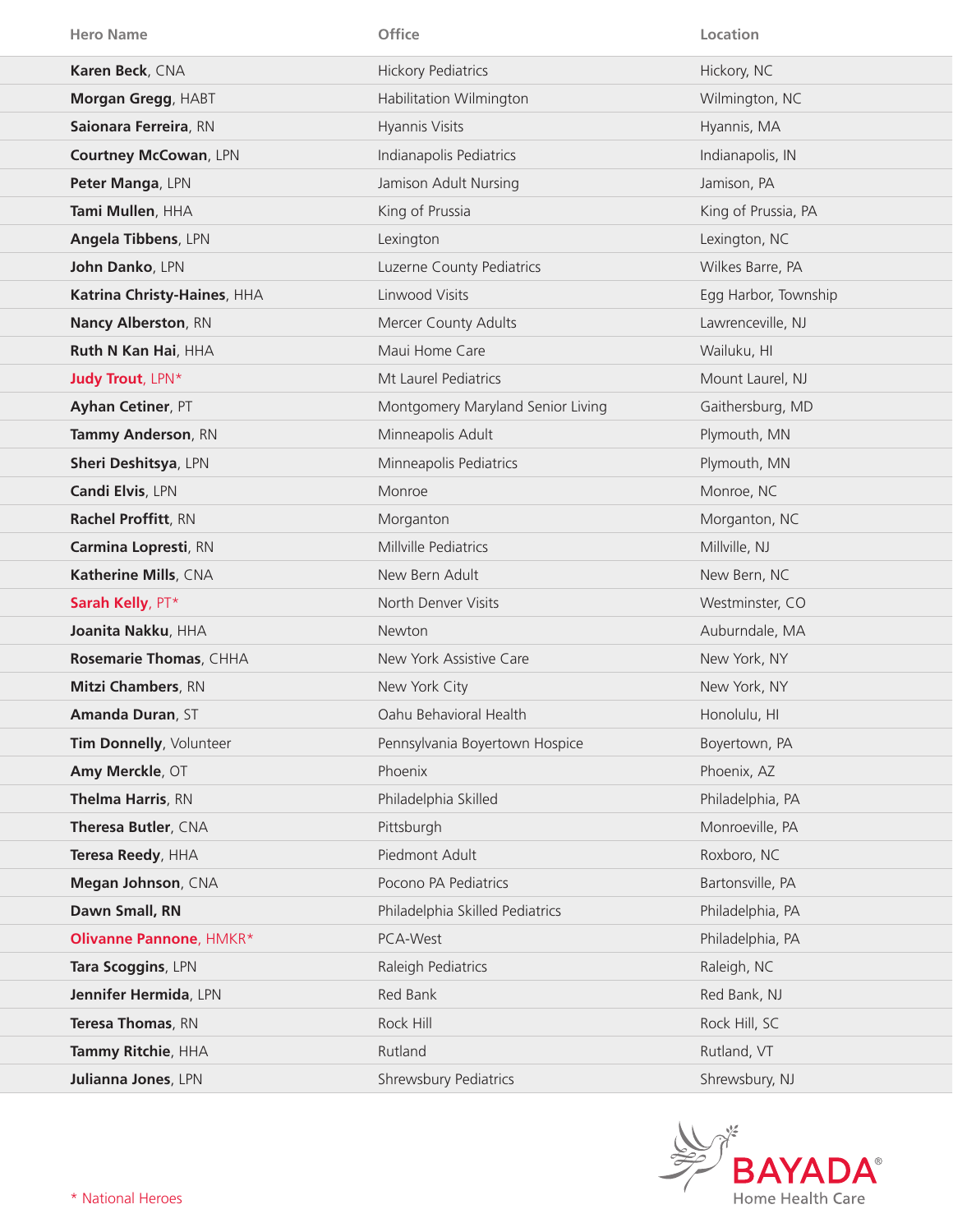| Hero Name | Office | Location |
|---|---|---|
| **Karen Beck**, CNA | Hickory Pediatrics | Hickory, NC |
| **Morgan Gregg**, HABT | Habilitation Wilmington | Wilmington, NC |
| **Saionara Ferreira**, RN | Hyannis Visits | Hyannis, MA |
| **Courtney McCowan**, LPN | Indianapolis Pediatrics | Indianapolis, IN |
| **Peter Manga**, LPN | Jamison Adult Nursing | Jamison, PA |
| **Tami Mullen**, HHA | King of Prussia | King of Prussia, PA |
| **Angela Tibbens**, LPN | Lexington | Lexington, NC |
| **John Danko**, LPN | Luzerne County Pediatrics | Wilkes Barre, PA |
| **Katrina Christy-Haines**, HHA | Linwood Visits | Egg Harbor, Township |
| **Nancy Alberston**, RN | Mercer County Adults | Lawrenceville, NJ |
| **Ruth N Kan Hai**, HHA | Maui Home Care | Wailuku, HI |
| **Judy Trout**, LPN* | Mt Laurel Pediatrics | Mount Laurel, NJ |
| **Ayhan Cetiner**, PT | Montgomery Maryland Senior Living | Gaithersburg, MD |
| **Tammy Anderson**, RN | Minneapolis Adult | Plymouth, MN |
| **Sheri Deshitsya**, LPN | Minneapolis Pediatrics | Plymouth, MN |
| **Candi Elvis**, LPN | Monroe | Monroe, NC |
| **Rachel Proffitt**, RN | Morganton | Morganton, NC |
| **Carmina Lopresti**, RN | Millville Pediatrics | Millville, NJ |
| **Katherine Mills**, CNA | New Bern Adult | New Bern, NC |
| **Sarah Kelly**, PT* | North Denver Visits | Westminster, CO |
| **Joanita Nakku**, HHA | Newton | Auburndale, MA |
| **Rosemarie Thomas**, CHHA | New York Assistive Care | New York, NY |
| **Mitzi Chambers**, RN | New York City | New York, NY |
| **Amanda Duran**, ST | Oahu Behavioral Health | Honolulu, HI |
| **Tim Donnelly**, Volunteer | Pennsylvania Boyertown Hospice | Boyertown, PA |
| **Amy Merckle**, OT | Phoenix | Phoenix, AZ |
| **Thelma Harris**, RN | Philadelphia Skilled | Philadelphia, PA |
| **Theresa Butler**, CNA | Pittsburgh | Monroeville, PA |
| **Teresa Reedy**, HHA | Piedmont Adult | Roxboro, NC |
| **Megan Johnson**, CNA | Pocono PA Pediatrics | Bartonsville, PA |
| **Dawn Small, RN** | Philadelphia Skilled Pediatrics | Philadelphia, PA |
| **Olivanne Pannone**, HMKR* | PCA-West | Philadelphia, PA |
| **Tara Scoggins**, LPN | Raleigh Pediatrics | Raleigh, NC |
| **Jennifer Hermida**, LPN | Red Bank | Red Bank, NJ |
| **Teresa Thomas**, RN | Rock Hill | Rock Hill, SC |
| **Tammy Ritchie**, HHA | Rutland | Rutland, VT |
| **Julianna Jones**, LPN | Shrewsbury Pediatrics | Shrewsbury, NJ |

\* National Heroes

BAYADA® Home Health Care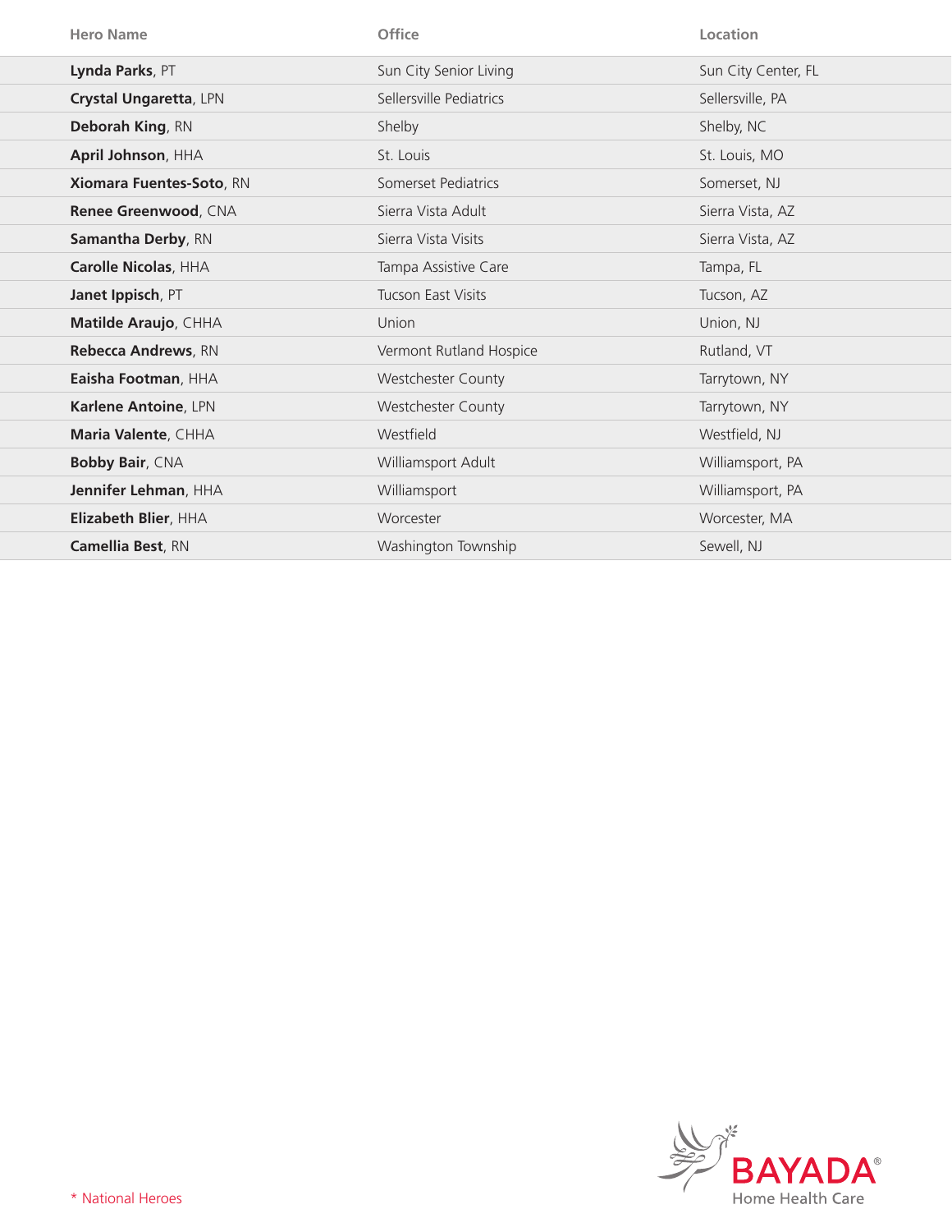| Hero Name | Office | Location |
| --- | --- | --- |
| **Lynda Parks**, PT | Sun City Senior Living | Sun City Center, FL |
| **Crystal Ungaretta**, LPN | Sellersville Pediatrics | Sellersville, PA |
| **Deborah King**, RN | Shelby | Shelby, NC |
| **April Johnson**, HHA | St. Louis | St. Louis, MO |
| **Xiomara Fuentes-Soto**, RN | Somerset Pediatrics | Somerset, NJ |
| **Renee Greenwood**, CNA | Sierra Vista Adult | Sierra Vista, AZ |
| **Samantha Derby**, RN | Sierra Vista Visits | Sierra Vista, AZ |
| **Carolle Nicolas**, HHA | Tampa Assistive Care | Tampa, FL |
| **Janet Ippisch**, PT | Tucson East Visits | Tucson, AZ |
| **Matilde Araujo**, CHHA | Union | Union, NJ |
| **Rebecca Andrews**, RN | Vermont Rutland Hospice | Rutland, VT |
| **Eaisha Footman**, HHA | Westchester County | Tarrytown, NY |
| **Karlene Antoine**, LPN | Westchester County | Tarrytown, NY |
| **Maria Valente**, CHHA | Westfield | Westfield, NJ |
| **Bobby Bair**, CNA | Williamsport Adult | Williamsport, PA |
| **Jennifer Lehman**, HHA | Williamsport | Williamsport, PA |
| **Elizabeth Blier**, HHA | Worcester | Worcester, MA |
| **Camellia Best**, RN | Washington Township | Sewell, NJ |

* National Heroes

BAYADA® Home Health Care